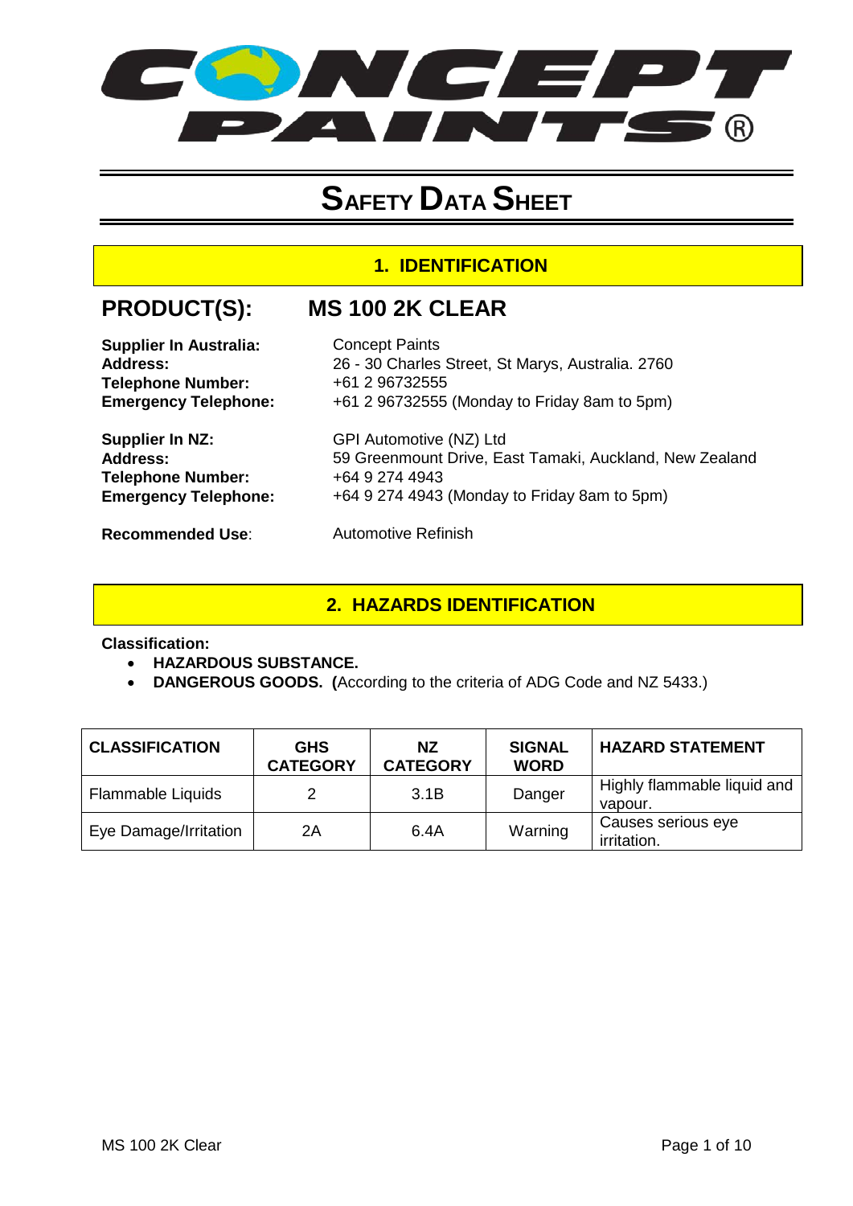CONCEPT PAINTS®

# SAFETY DATA SHEET

## 1. IDENTIFICATION

**PRODUCT(S):** **MS 100 2K CLEAR**

**Supplier In Australia:** Concept Paints
**Address:** 26 - 30 Charles Street, St Marys, Australia. 2760
**Telephone Number:** +61 2 96732555
**Emergency Telephone:** +61 2 96732555 (Monday to Friday 8am to 5pm)

**Supplier In NZ:** GPI Automotive (NZ) Ltd
**Address:** 59 Greenmount Drive, East Tamaki, Auckland, New Zealand
**Telephone Number:** +64 9 274 4943
**Emergency Telephone:** +64 9 274 4943 (Monday to Friday 8am to 5pm)

**Recommended Use**: Automotive Refinish

## 2. HAZARDS IDENTIFICATION

**Classification:**

- **HAZARDOUS SUBSTANCE.**
- **DANGEROUS GOODS. (**According to the criteria of ADG Code and NZ 5433.)

| CLASSIFICATION | GHS CATEGORY | NZ CATEGORY | SIGNAL WORD | HAZARD STATEMENT |
|---|---|---|---|---|
| Flammable Liquids | 2 | 3.1B | Danger | Highly flammable liquid and vapour. |
| Eye Damage/Irritation | 2A | 6.4A | Warning | Causes serious eye irritation. |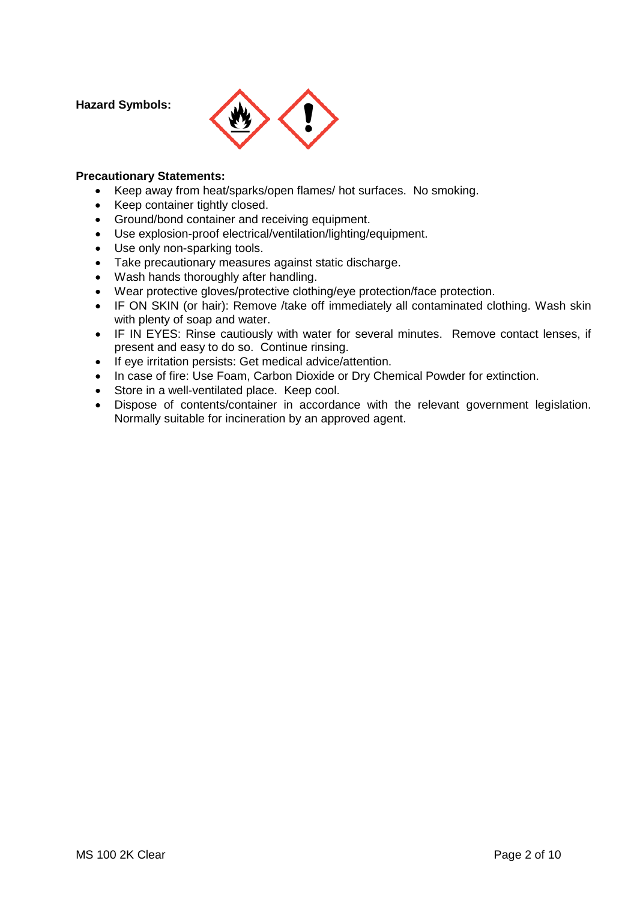**Hazard Symbols:**

**Precautionary Statements:**

- Keep away from heat/sparks/open flames/ hot surfaces. No smoking.
- Keep container tightly closed.
- Ground/bond container and receiving equipment.
- Use explosion-proof electrical/ventilation/lighting/equipment.
- Use only non-sparking tools.
- Take precautionary measures against static discharge.
- Wash hands thoroughly after handling.
- Wear protective gloves/protective clothing/eye protection/face protection.
- IF ON SKIN (or hair): Remove /take off immediately all contaminated clothing. Wash skin with plenty of soap and water.
- IF IN EYES: Rinse cautiously with water for several minutes. Remove contact lenses, if present and easy to do so. Continue rinsing.
- If eye irritation persists: Get medical advice/attention.
- In case of fire: Use Foam, Carbon Dioxide or Dry Chemical Powder for extinction.
- Store in a well-ventilated place. Keep cool.
- Dispose of contents/container in accordance with the relevant government legislation. Normally suitable for incineration by an approved agent.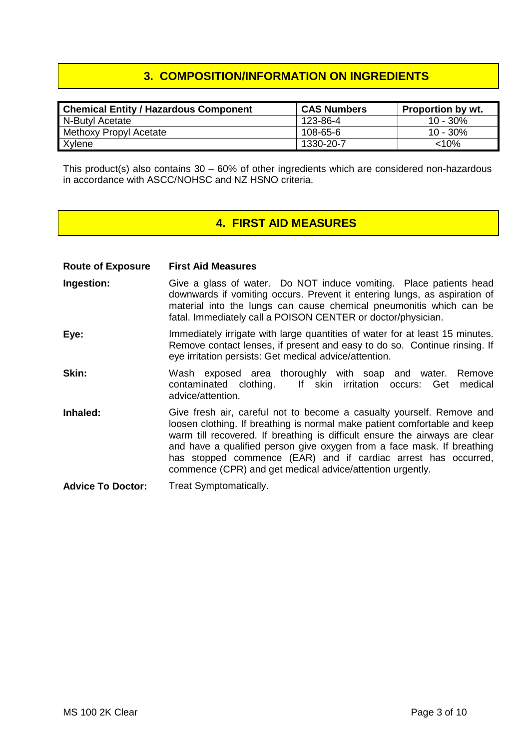## 3. COMPOSITION/INFORMATION ON INGREDIENTS

| Chemical Entity / Hazardous Component | CAS Numbers | Proportion by wt. |
|---|---|---|
| N-Butyl Acetate | 123-86-4 | 10 - 30% |
| Methoxy Propyl Acetate | 108-65-6 | 10 - 30% |
| Xylene | 1330-20-7 | <10% |

This product(s) also contains 30 – 60% of other ingredients which are considered non-hazardous in accordance with ASCC/NOHSC and NZ HSNO criteria.

## 4. FIRST AID MEASURES

| Route of Exposure | First Aid Measures |
|---|---|
| **Ingestion:** | Give a glass of water. Do NOT induce vomiting. Place patients head downwards if vomiting occurs. Prevent it entering lungs, as aspiration of material into the lungs can cause chemical pneumonitis which can be fatal. Immediately call a POISON CENTER or doctor/physician. |
| **Eye:** | Immediately irrigate with large quantities of water for at least 15 minutes. Remove contact lenses, if present and easy to do so. Continue rinsing. If eye irritation persists: Get medical advice/attention. |
| **Skin:** | Wash exposed area thoroughly with soap and water. Remove contaminated clothing. If skin irritation occurs: Get medical advice/attention. |
| **Inhaled:** | Give fresh air, careful not to become a casualty yourself. Remove and loosen clothing. If breathing is normal make patient comfortable and keep warm till recovered. If breathing is difficult ensure the airways are clear and have a qualified person give oxygen from a face mask. If breathing has stopped commence (EAR) and if cardiac arrest has occurred, commence (CPR) and get medical advice/attention urgently. |
| **Advice To Doctor:** | Treat Symptomatically. |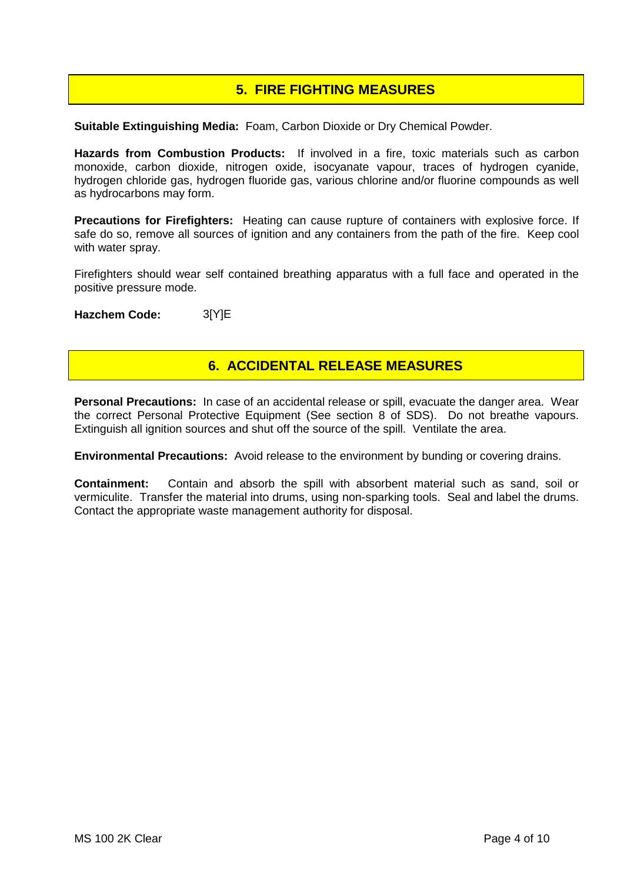## 5. FIRE FIGHTING MEASURES

**Suitable Extinguishing Media:** Foam, Carbon Dioxide or Dry Chemical Powder.

**Hazards from Combustion Products:** If involved in a fire, toxic materials such as carbon monoxide, carbon dioxide, nitrogen oxide, isocyanate vapour, traces of hydrogen cyanide, hydrogen chloride gas, hydrogen fluoride gas, various chlorine and/or fluorine compounds as well as hydrocarbons may form.

**Precautions for Firefighters:** Heating can cause rupture of containers with explosive force. If safe do so, remove all sources of ignition and any containers from the path of the fire. Keep cool with water spray.

Firefighters should wear self contained breathing apparatus with a full face and operated in the positive pressure mode.

**Hazchem Code:** 3[Y]E

## 6. ACCIDENTAL RELEASE MEASURES

**Personal Precautions:** In case of an accidental release or spill, evacuate the danger area. Wear the correct Personal Protective Equipment (See section 8 of SDS). Do not breathe vapours. Extinguish all ignition sources and shut off the source of the spill. Ventilate the area.

**Environmental Precautions:** Avoid release to the environment by bunding or covering drains.

**Containment:** Contain and absorb the spill with absorbent material such as sand, soil or vermiculite. Transfer the material into drums, using non-sparking tools. Seal and label the drums. Contact the appropriate waste management authority for disposal.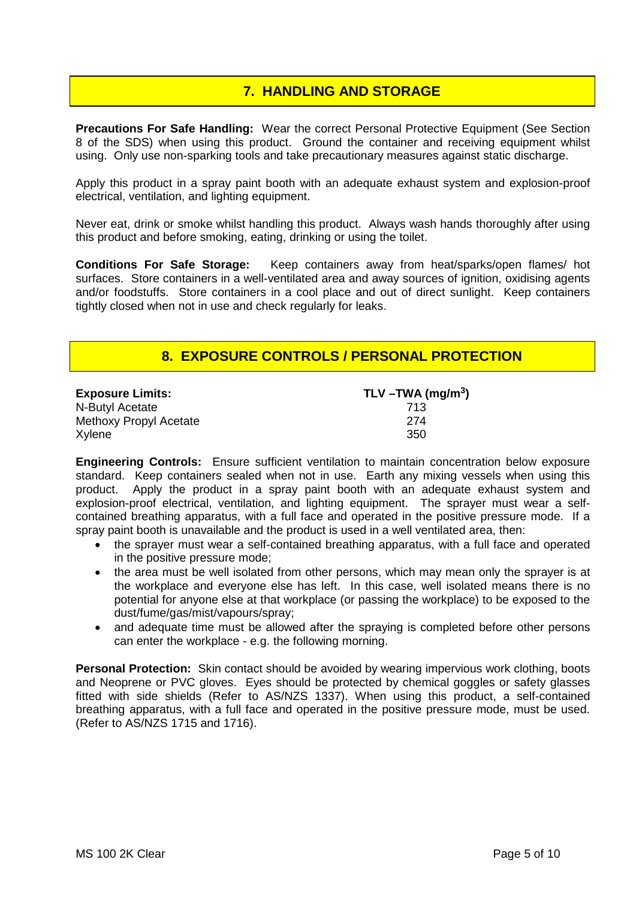## 7. HANDLING AND STORAGE

**Precautions For Safe Handling:** Wear the correct Personal Protective Equipment (See Section 8 of the SDS) when using this product. Ground the container and receiving equipment whilst using. Only use non-sparking tools and take precautionary measures against static discharge.

Apply this product in a spray paint booth with an adequate exhaust system and explosion-proof electrical, ventilation, and lighting equipment.

Never eat, drink or smoke whilst handling this product. Always wash hands thoroughly after using this product and before smoking, eating, drinking or using the toilet.

**Conditions For Safe Storage:** Keep containers away from heat/sparks/open flames/ hot surfaces. Store containers in a well-ventilated area and away sources of ignition, oxidising agents and/or foodstuffs. Store containers in a cool place and out of direct sunlight. Keep containers tightly closed when not in use and check regularly for leaks.

## 8. EXPOSURE CONTROLS / PERSONAL PROTECTION

| **Exposure Limits:** | **TLV –TWA (mg/m$^3$)** |
|---|---|
| N-Butyl Acetate | 713 |
| Methoxy Propyl Acetate | 274 |
| Xylene | 350 |

**Engineering Controls:** Ensure sufficient ventilation to maintain concentration below exposure standard. Keep containers sealed when not in use. Earth any mixing vessels when using this product. Apply the product in a spray paint booth with an adequate exhaust system and explosion-proof electrical, ventilation, and lighting equipment. The sprayer must wear a self-contained breathing apparatus, with a full face and operated in the positive pressure mode. If a spray paint booth is unavailable and the product is used in a well ventilated area, then:

- the sprayer must wear a self-contained breathing apparatus, with a full face and operated in the positive pressure mode;
- the area must be well isolated from other persons, which may mean only the sprayer is at the workplace and everyone else has left. In this case, well isolated means there is no potential for anyone else at that workplace (or passing the workplace) to be exposed to the dust/fume/gas/mist/vapours/spray;
- and adequate time must be allowed after the spraying is completed before other persons can enter the workplace - e.g. the following morning.

**Personal Protection:** Skin contact should be avoided by wearing impervious work clothing, boots and Neoprene or PVC gloves. Eyes should be protected by chemical goggles or safety glasses fitted with side shields (Refer to AS/NZS 1337). When using this product, a self-contained breathing apparatus, with a full face and operated in the positive pressure mode, must be used. (Refer to AS/NZS 1715 and 1716).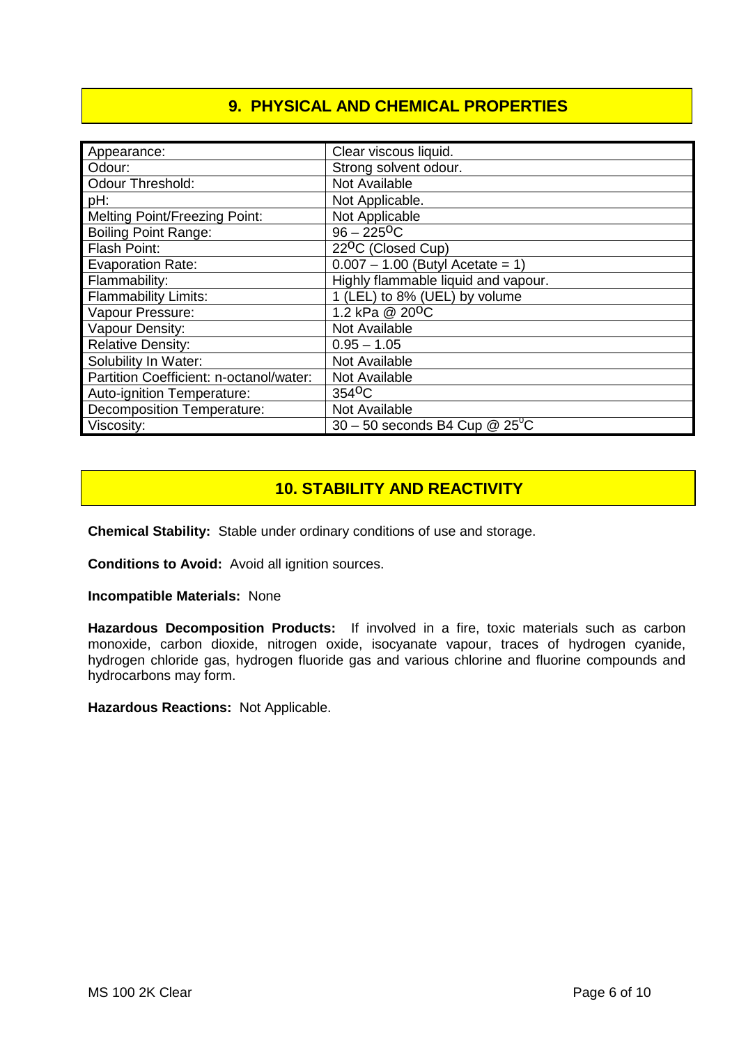## 9. PHYSICAL AND CHEMICAL PROPERTIES

| | |
|---|---|
| Appearance: | Clear viscous liquid. |
| Odour: | Strong solvent odour. |
| Odour Threshold: | Not Available |
| pH: | Not Applicable. |
| Melting Point/Freezing Point: | Not Applicable |
| Boiling Point Range: | 96 – 225$^{o}$C |
| Flash Point: | 22$^{o}$C (Closed Cup) |
| Evaporation Rate: | 0.007 – 1.00 (Butyl Acetate = 1) |
| Flammability: | Highly flammable liquid and vapour. |
| Flammability Limits: | 1 (LEL) to 8% (UEL) by volume |
| Vapour Pressure: | 1.2 kPa @ 20$^{o}$C |
| Vapour Density: | Not Available |
| Relative Density: | 0.95 – 1.05 |
| Solubility In Water: | Not Available |
| Partition Coefficient: n-octanol/water: | Not Available |
| Auto-ignition Temperature: | 354$^{o}$C |
| Decomposition Temperature: | Not Available |
| Viscosity: | 30 – 50 seconds B4 Cup @ 25$^{0}$C |

## 10. STABILITY AND REACTIVITY

**Chemical Stability:** Stable under ordinary conditions of use and storage.

**Conditions to Avoid:** Avoid all ignition sources.

**Incompatible Materials:** None

**Hazardous Decomposition Products:** If involved in a fire, toxic materials such as carbon monoxide, carbon dioxide, nitrogen oxide, isocyanate vapour, traces of hydrogen cyanide, hydrogen chloride gas, hydrogen fluoride gas and various chlorine and fluorine compounds and hydrocarbons may form.

**Hazardous Reactions:** Not Applicable.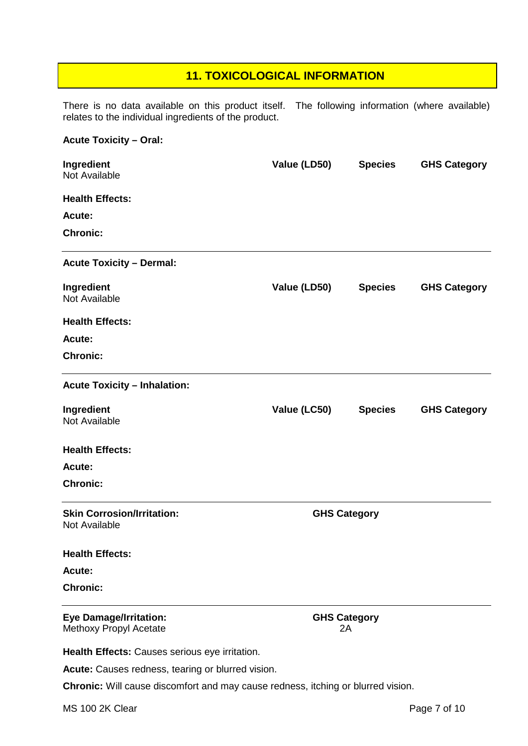## 11. TOXICOLOGICAL INFORMATION

There is no data available on this product itself. The following information (where available) relates to the individual ingredients of the product.

**Acute Toxicity – Oral:**

| Ingredient | Value (LD50) | Species | GHS Category |
|---|---|---|---|
| Not Available | | | |

**Health Effects:**

**Acute:**

**Chronic:**

---

**Acute Toxicity – Dermal:**

| Ingredient | Value (LD50) | Species | GHS Category |
|---|---|---|---|
| Not Available | | | |

**Health Effects:**

**Acute:**

**Chronic:**

---

**Acute Toxicity – Inhalation:**

| Ingredient | Value (LC50) | Species | GHS Category |
|---|---|---|---|
| Not Available | | | |

**Health Effects:**

**Acute:**

**Chronic:**

---

| Skin Corrosion/Irritation: | GHS Category |
|---|---|
| Not Available | |

**Health Effects:**

**Acute:**

**Chronic:**

---

| Eye Damage/Irritation: | GHS Category |
|---|---|
| Methoxy Propyl Acetate | 2A |

**Health Effects:** Causes serious eye irritation.

**Acute:** Causes redness, tearing or blurred vision.

**Chronic:** Will cause discomfort and may cause redness, itching or blurred vision.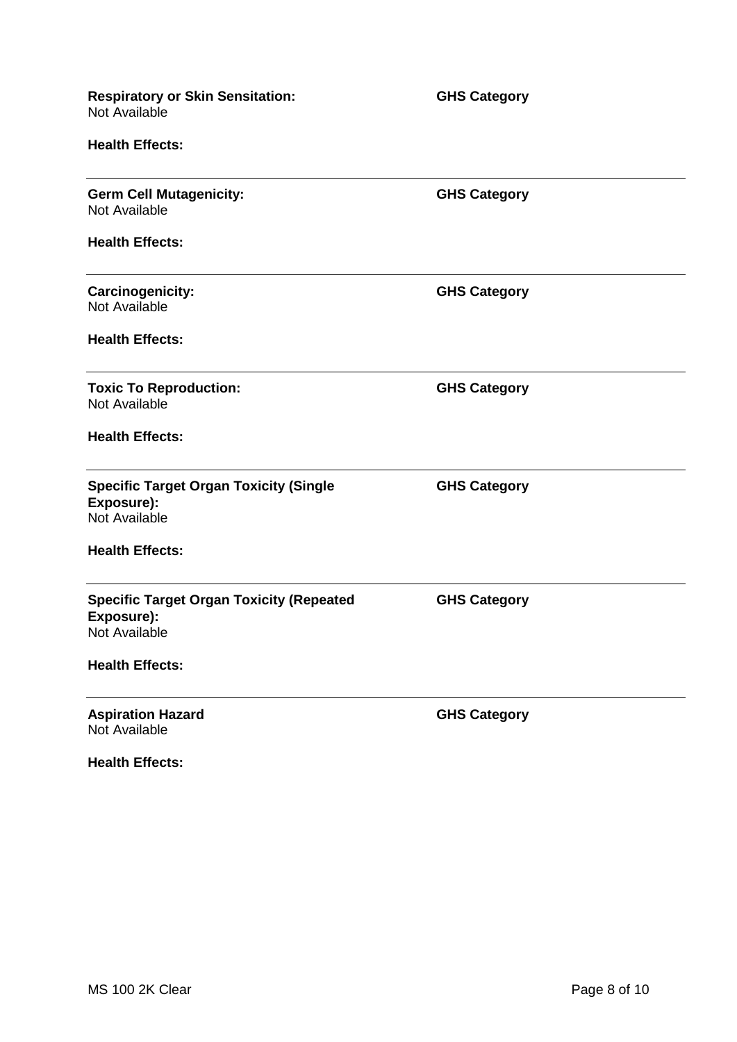**Respiratory or Skin Sensitation:**
Not Available

**GHS Category**

**Health Effects:**

---

**Germ Cell Mutagenicity:**
Not Available

**GHS Category**

**Health Effects:**

---

**Carcinogenicity:**
Not Available

**GHS Category**

**Health Effects:**

---

**Toxic To Reproduction:**
Not Available

**GHS Category**

**Health Effects:**

---

**Specific Target Organ Toxicity (Single Exposure):**
Not Available

**GHS Category**

**Health Effects:**

---

**Specific Target Organ Toxicity (Repeated Exposure):**
Not Available

**GHS Category**

**Health Effects:**

---

**Aspiration Hazard**
Not Available

**GHS Category**

**Health Effects:**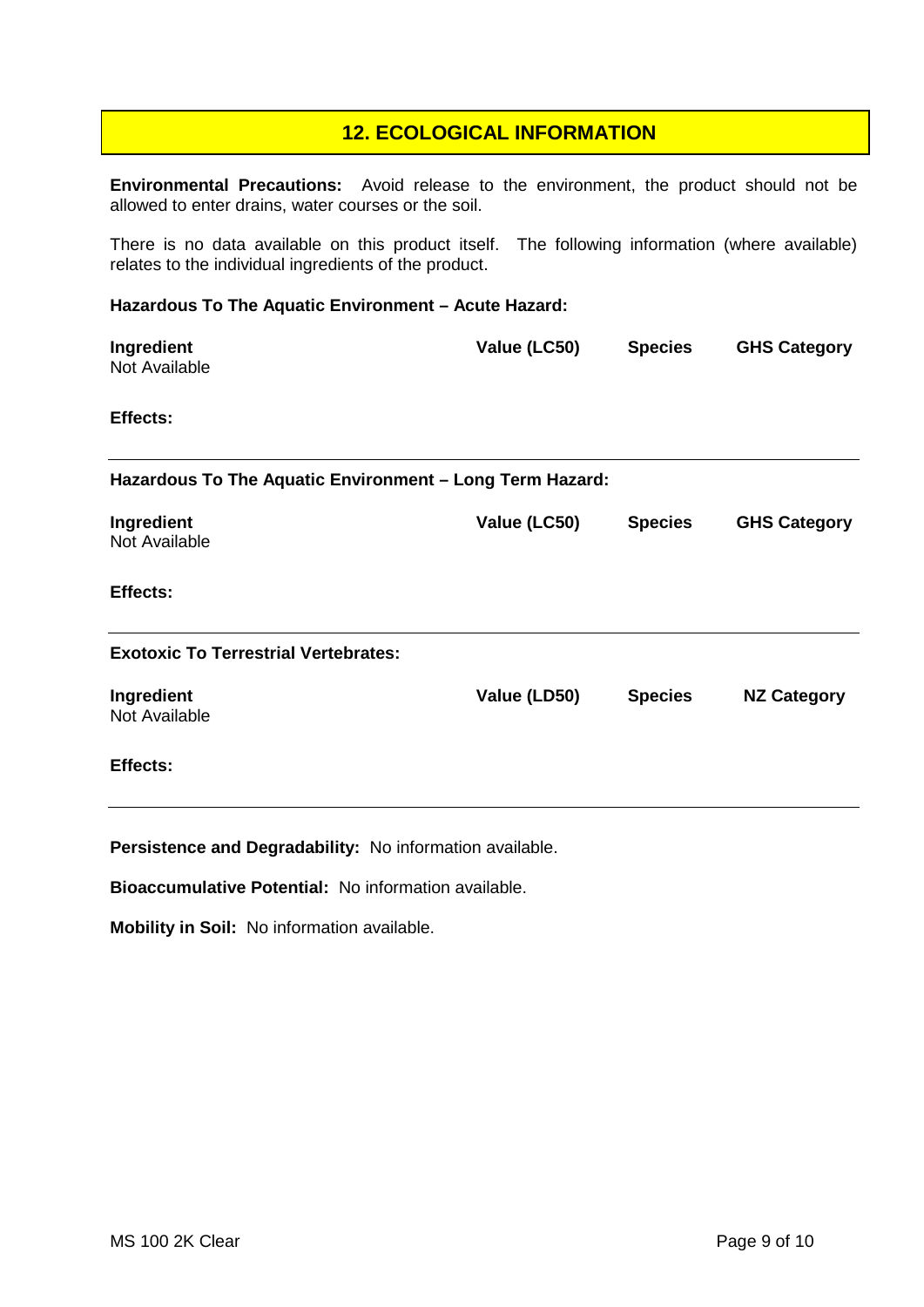## 12. ECOLOGICAL INFORMATION

**Environmental Precautions:** Avoid release to the environment, the product should not be allowed to enter drains, water courses or the soil.

There is no data available on this product itself. The following information (where available) relates to the individual ingredients of the product.

**Hazardous To The Aquatic Environment – Acute Hazard:**

| Ingredient | Value (LC50) | Species | GHS Category |
|---|---|---|---|
| Not Available | | | |

**Effects:**

**Hazardous To The Aquatic Environment – Long Term Hazard:**

| Ingredient | Value (LC50) | Species | GHS Category |
|---|---|---|---|
| Not Available | | | |

**Effects:**

**Exotoxic To Terrestrial Vertebrates:**

| Ingredient | Value (LD50) | Species | NZ Category |
|---|---|---|---|
| Not Available | | | |

**Effects:**

**Persistence and Degradability:** No information available.

**Bioaccumulative Potential:** No information available.

**Mobility in Soil:** No information available.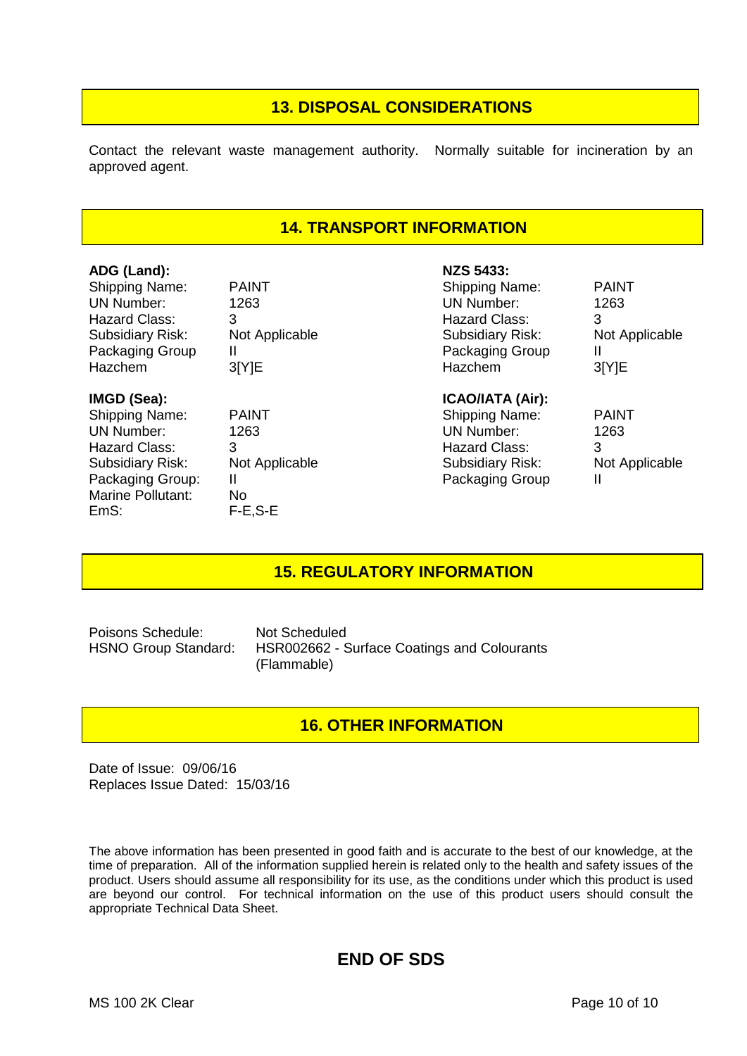## 13. DISPOSAL CONSIDERATIONS

Contact the relevant waste management authority. Normally suitable for incineration by an approved agent.

## 14. TRANSPORT INFORMATION

**ADG (Land):**

| | |
|---|---|
| Shipping Name: | PAINT |
| UN Number: | 1263 |
| Hazard Class: | 3 |
| Subsidiary Risk: | Not Applicable |
| Packaging Group | II |
| Hazchem | 3[Y]E |

**NZS 5433:**

| | |
|---|---|
| Shipping Name: | PAINT |
| UN Number: | 1263 |
| Hazard Class: | 3 |
| Subsidiary Risk: | Not Applicable |
| Packaging Group | II |
| Hazchem | 3[Y]E |

**IMGD (Sea):**

| | |
|---|---|
| Shipping Name: | PAINT |
| UN Number: | 1263 |
| Hazard Class: | 3 |
| Subsidiary Risk: | Not Applicable |
| Packaging Group: | II |
| Marine Pollutant: | No |
| EmS: | F-E,S-E |

**ICAO/IATA (Air):**

| | |
|---|---|
| Shipping Name: | PAINT |
| UN Number: | 1263 |
| Hazard Class: | 3 |
| Subsidiary Risk: | Not Applicable |
| Packaging Group | II |

## 15. REGULATORY INFORMATION

| | |
|---|---|
| Poisons Schedule: | Not Scheduled |
| HSNO Group Standard: | HSR002662 - Surface Coatings and Colourants (Flammable) |

## 16. OTHER INFORMATION

Date of Issue: 09/06/16
Replaces Issue Dated: 15/03/16

The above information has been presented in good faith and is accurate to the best of our knowledge, at the time of preparation. All of the information supplied herein is related only to the health and safety issues of the product. Users should assume all responsibility for its use, as the conditions under which this product is used are beyond our control. For technical information on the use of this product users should consult the appropriate Technical Data Sheet.

## END OF SDS